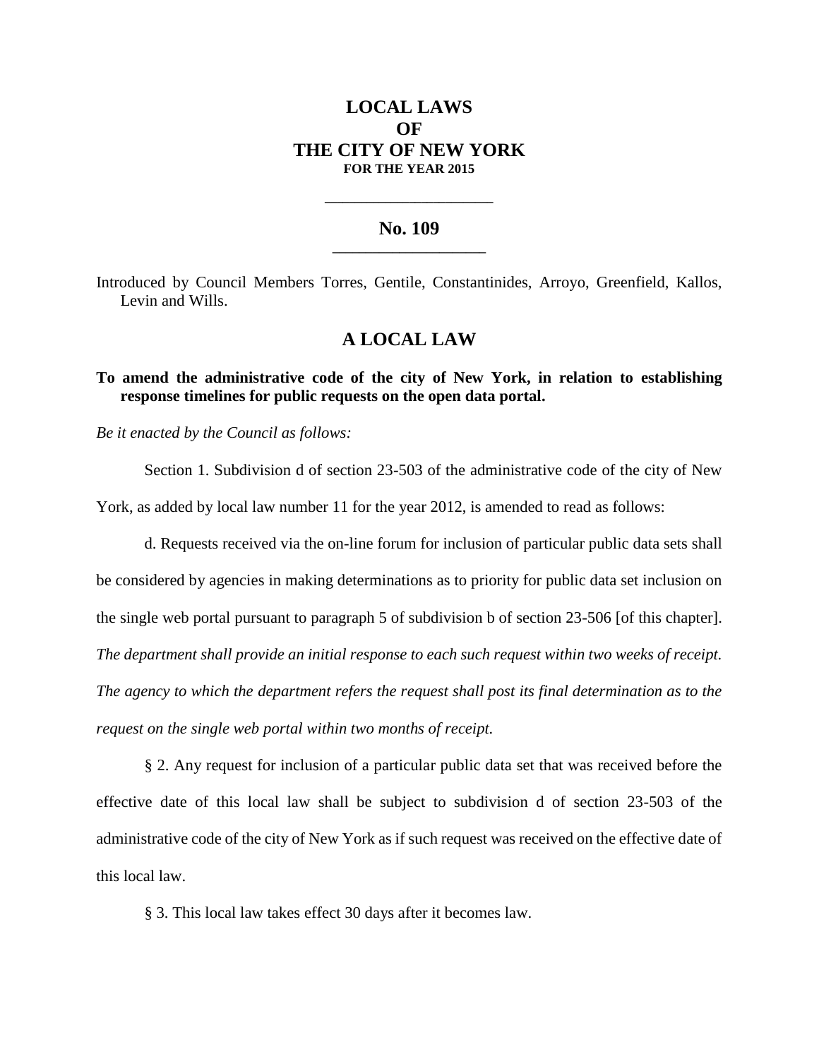# LOCAL LAWS
# OF
# THE CITY OF NEW YORK
### FOR THE YEAR 2015

---

## No. 109

---

Introduced by Council Members Torres, Gentile, Constantinides, Arroyo, Greenfield, Kallos, Levin and Wills.

## A LOCAL LAW

**To amend the administrative code of the city of New York, in relation to establishing response timelines for public requests on the open data portal.**

*Be it enacted by the Council as follows:*

Section 1. Subdivision d of section 23-503 of the administrative code of the city of New York, as added by local law number 11 for the year 2012, is amended to read as follows:

d. Requests received via the on-line forum for inclusion of particular public data sets shall be considered by agencies in making determinations as to priority for public data set inclusion on the single web portal pursuant to paragraph 5 of subdivision b of section 23-506 [of this chapter]. *The department shall provide an initial response to each such request within two weeks of receipt. The agency to which the department refers the request shall post its final determination as to the request on the single web portal within two months of receipt.*

§ 2. Any request for inclusion of a particular public data set that was received before the effective date of this local law shall be subject to subdivision d of section 23-503 of the administrative code of the city of New York as if such request was received on the effective date of this local law.

§ 3. This local law takes effect 30 days after it becomes law.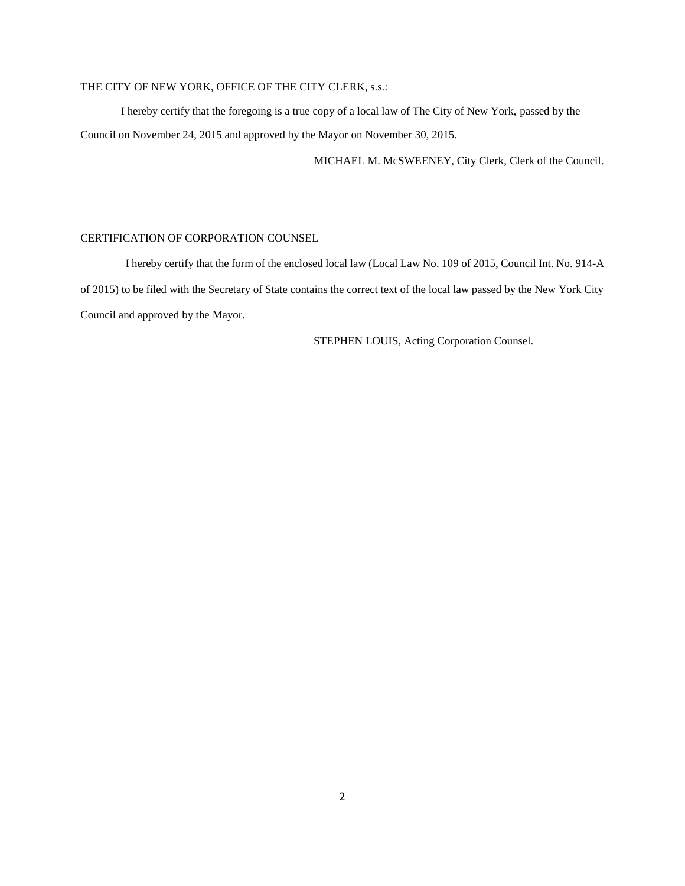THE CITY OF NEW YORK, OFFICE OF THE CITY CLERK, s.s.:

I hereby certify that the foregoing is a true copy of a local law of The City of New York, passed by the Council on November 24, 2015 and approved by the Mayor on November 30, 2015.

MICHAEL M. McSWEENEY, City Clerk, Clerk of the Council.

CERTIFICATION OF CORPORATION COUNSEL

I hereby certify that the form of the enclosed local law (Local Law No. 109 of 2015, Council Int. No. 914-A of 2015) to be filed with the Secretary of State contains the correct text of the local law passed by the New York City Council and approved by the Mayor.

STEPHEN LOUIS, Acting Corporation Counsel.